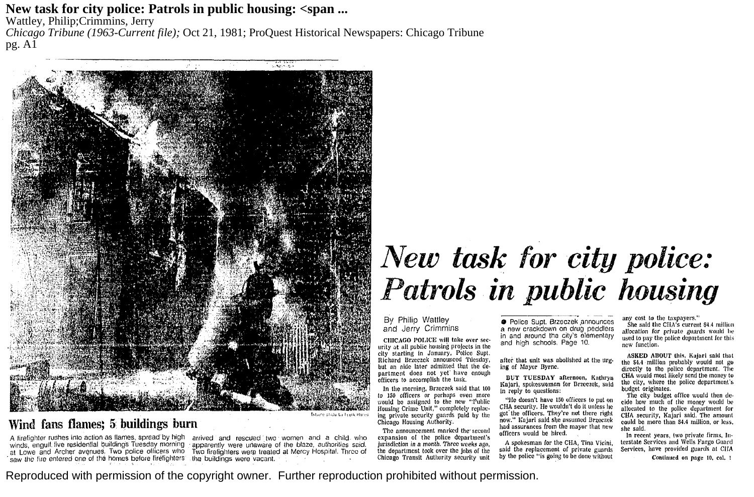**New task for city police: Patrols in public housing: <span ...**
Wattley, Philip;Crimmins, Jerry
*Chicago Tribune (1963-Current file);* Oct 21, 1981; ProQuest Historical Newspapers: Chicago Tribune
pg. A1

Tribune photo by Frank Hanes

## Wind fans flames; 5 buildings burn

A firefighter rushes into action as flames, spread by high winds, engulf five residential buildings Tuesday morning at Lowe and Archer avenues. Two police officers who saw the fire entered one of the homes before firefighters arrived and rescued two women and a child who apparently were unaware of the blaze, authorities said. Two firefighters were treated at Mercy Hospital. Three of the buildings were vacant.

# *New task for city police: Patrols in public housing*

By Philip Wattley and Jerry Crimmins

CHICAGO POLICE will take over security at all public housing projects in the city starting in January, Police Supt. Richard Brzeczek announced Tuesday, but an aide later admitted that the department does not yet have enough officers to accomplish the task.

In the morning, Brzeczek said that 100 to 150 officers or perhaps even more would be assigned to the new "Public Housing Crime Unit," completely replacing private security guards paid by the Chicago Housing Authority.

The announcement marked the second expansion of the police department's jurisdiction in a month. Three weeks ago, the department took over the jobs of the Chicago Transit Authority security unit after that unit was abolished at the urging of Mayor Byrne.

- Police Supt. Brzeczek announces a new crackdown on drug peddlers in and around the city's elementary and high schools. Page 10.

BUT TUESDAY afternoon, Kathryn Kajari, spokeswoman for Brzeczek, said in reply to questions:

"He doesn't have 150 officers to put on CHA security. He wouldn't do it unless he got the officers. They're not there right now." Kajari said she assumed Brzeczek had assurances from the mayor that new officers would be hired.

A spokesman for the CHA, Tina Vicini, said the replacement of private guards by the police "is going to be done without any cost to the taxpayers."

She said the CHA's current $4.4 million allocation for private guards would be used to pay the police department for this new function.

ASKED ABOUT this, Kajari said that the $4.4 million probably would not go directly to the police department. The CHA would most likely send the money to the city, where the police department's budget originates.

The city budget office would then decide how much of the money would be allocated to the police department for CHA security, Kajari said. The amount could be more than $4.4 million, or less, she said.

In recent years, two private firms, Interstate Services and Wells Fargo Guard Services, have provided guards at CHA

Continued on page 10, col. 1

Reproduced with permission of the copyright owner. Further reproduction prohibited without permission.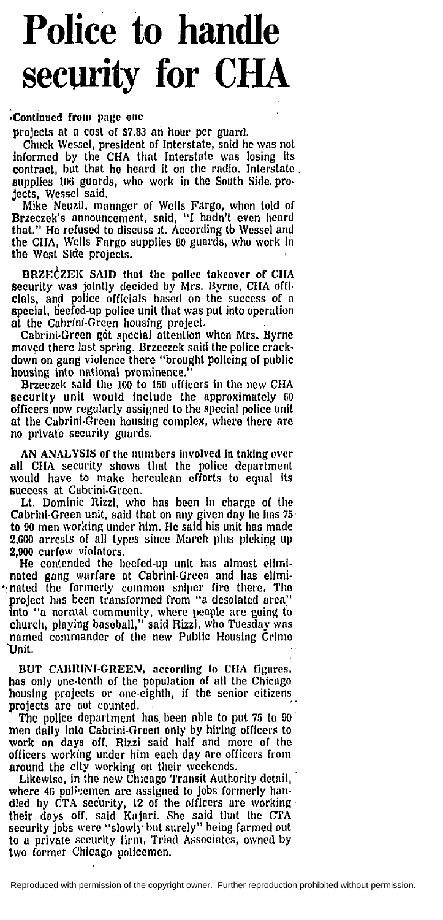# Police to handle security for CHA

Continued from page one

projects at a cost of $7.83 an hour per guard.

Chuck Wessel, president of Interstate, said he was not informed by the CHA that Interstate was losing its contract, but that he heard it on the radio. Interstate supplies 106 guards, who work in the South Side projects, Wessel said.

Mike Neuzil, manager of Wells Fargo, when told of Brzeczek's announcement, said, "I hadn't even heard that." He refused to discuss it. According to Wessel and the CHA, Wells Fargo supplies 80 guards, who work in the West Side projects.

**BRZECZEK SAID** that the police takeover of CHA security was jointly decided by Mrs. Byrne, CHA officials, and police officials based on the success of a special, beefed-up police unit that was put into operation at the Cabrini-Green housing project.

Cabrini-Green got special attention when Mrs. Byrne moved there last spring. Brzeczek said the police crackdown on gang violence there "brought policing of public housing into national prominence."

Brzeczek said the 100 to 150 officers in the new CHA security unit would include the approximately 60 officers now regularly assigned to the special police unit at the Cabrini-Green housing complex, where there are no private security guards.

**AN ANALYSIS** of the numbers involved in taking over all CHA security shows that the police department would have to make herculean efforts to equal its success at Cabrini-Green.

Lt. Dominic Rizzi, who has been in charge of the Cabrini-Green unit, said that on any given day he has 75 to 90 men working under him. He said his unit has made 2,600 arrests of all types since March plus picking up 2,900 curfew violators.

He contended the beefed-up unit has almost eliminated gang warfare at Cabrini-Green and has eliminated the formerly common sniper fire there. The project has been transformed from "a desolated area" into "a normal community, where people are going to church, playing baseball," said Rizzi, who Tuesday was named commander of the new Public Housing Crime Unit.

**BUT CABRINI-GREEN,** according to CHA figures, has only one-tenth of the population of all the Chicago housing projects or one-eighth, if the senior citizens projects are not counted.

The police department has been able to put 75 to 90 men daily into Cabrini-Green only by hiring officers to work on days off. Rizzi said half and more of the officers working under him each day are officers from around the city working on their weekends.

Likewise, in the new Chicago Transit Authority detail, where 46 policemen are assigned to jobs formerly handled by CTA security, 12 of the officers are working their days off, said Kajari. She said that the CTA security jobs were "slowly but surely" being farmed out to a private security firm, Triad Associates, owned by two former Chicago policemen.